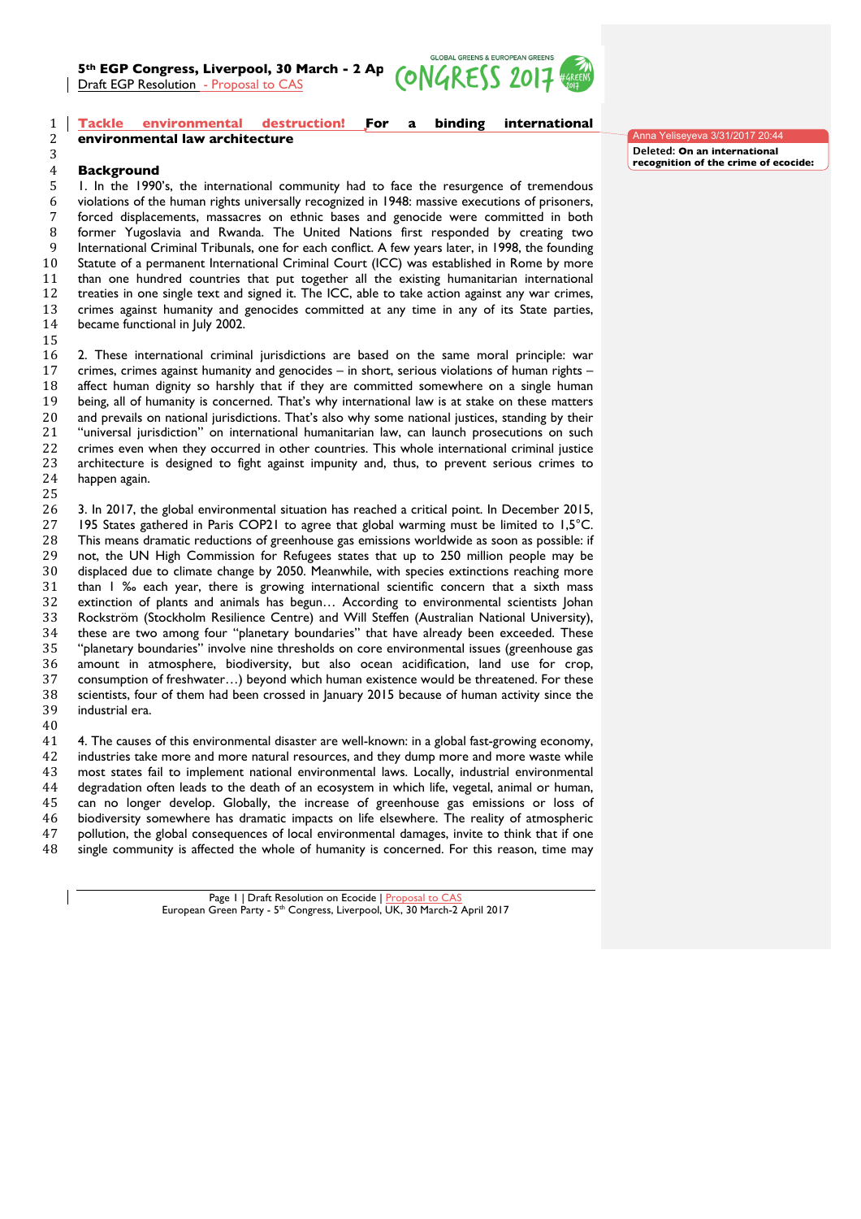# Tackle environmental destruction! For a binding international environmental law architecture

## Background

1. In the 1990's, the international community had to face the resurgence of tremendous violations of the human rights universally recognized in 1948: massive executions of prisoners, forced displacements, massacres on ethnic bases and genocide were committed in both former Yugoslavia and Rwanda. The United Nations first responded by creating two International Criminal Tribunals, one for each conflict. A few years later, in 1998, the founding Statute of a permanent International Criminal Court (ICC) was established in Rome by more than one hundred countries that put together all the existing humanitarian international treaties in one single text and signed it. The ICC, able to take action against any war crimes, crimes against humanity and genocides committed at any time in any of its State parties, became functional in July 2002.

2. These international criminal jurisdictions are based on the same moral principle: war crimes, crimes against humanity and genocides – in short, serious violations of human rights – affect human dignity so harshly that if they are committed somewhere on a single human being, all of humanity is concerned. That's why international law is at stake on these matters and prevails on national jurisdictions. That's also why some national justices, standing by their "universal jurisdiction" on international humanitarian law, can launch prosecutions on such crimes even when they occurred in other countries. This whole international criminal justice architecture is designed to fight against impunity and, thus, to prevent serious crimes to happen again.

3. In 2017, the global environmental situation has reached a critical point. In December 2015, 195 States gathered in Paris COP21 to agree that global warming must be limited to 1,5°C. This means dramatic reductions of greenhouse gas emissions worldwide as soon as possible: if not, the UN High Commission for Refugees states that up to 250 million people may be displaced due to climate change by 2050. Meanwhile, with species extinctions reaching more than 1 ‰ each year, there is growing international scientific concern that a sixth mass extinction of plants and animals has begun… According to environmental scientists Johan Rockström (Stockholm Resilience Centre) and Will Steffen (Australian National University), these are two among four "planetary boundaries" that have already been exceeded. These "planetary boundaries" involve nine thresholds on core environmental issues (greenhouse gas amount in atmosphere, biodiversity, but also ocean acidification, land use for crop, consumption of freshwater…) beyond which human existence would be threatened. For these scientists, four of them had been crossed in January 2015 because of human activity since the industrial era.

4. The causes of this environmental disaster are well-known: in a global fast-growing economy, industries take more and more natural resources, and they dump more and more waste while most states fail to implement national environmental laws. Locally, industrial environmental degradation often leads to the death of an ecosystem in which life, vegetal, animal or human, can no longer develop. Globally, the increase of greenhouse gas emissions or loss of biodiversity somewhere has dramatic impacts on life elsewhere. The reality of atmospheric pollution, the global consequences of local environmental damages, invite to think that if one single community is affected the whole of humanity is concerned. For this reason, time may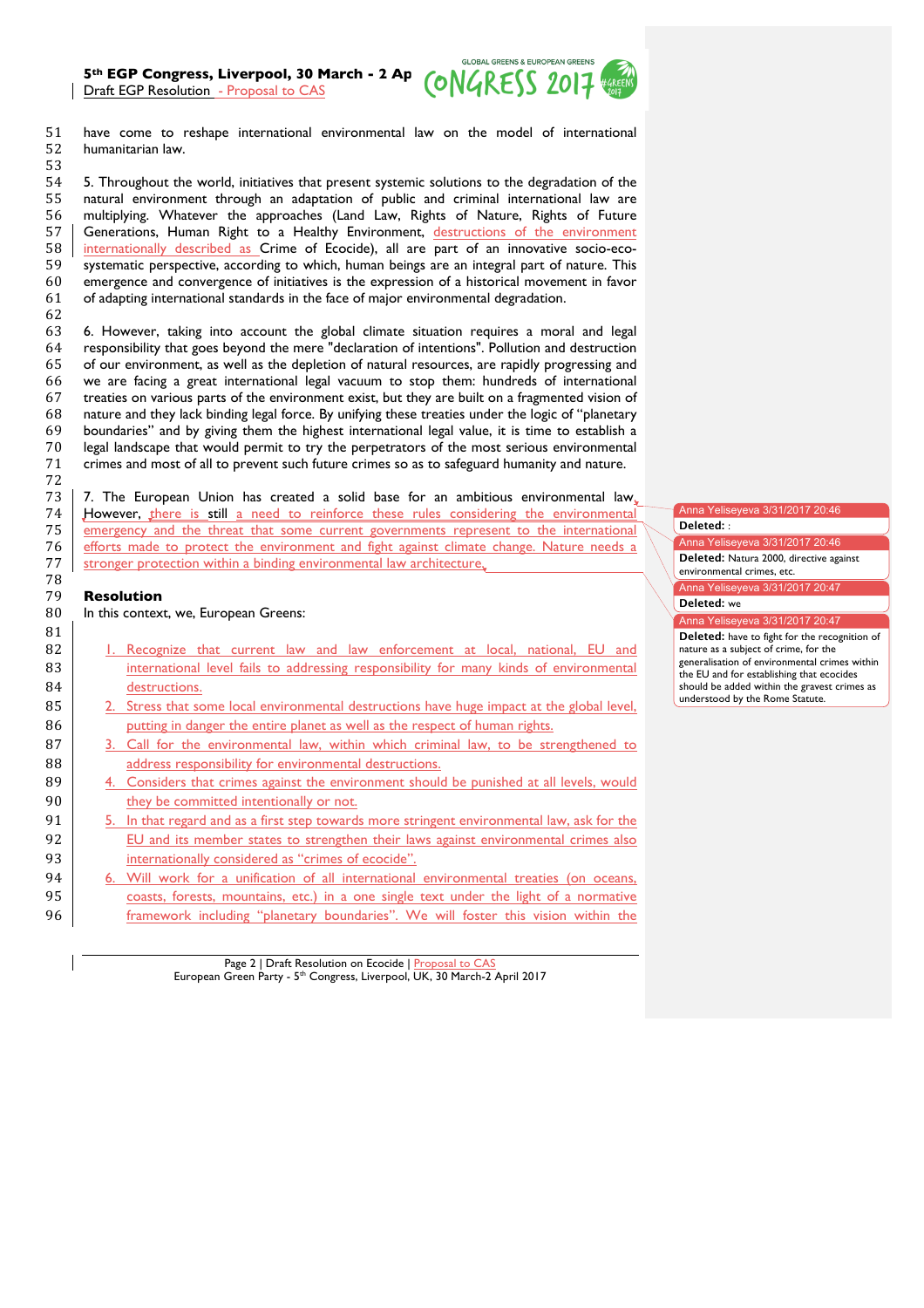have come to reshape international environmental law on the model of international humanitarian law.

5. Throughout the world, initiatives that present systemic solutions to the degradation of the natural environment through an adaptation of public and criminal international law are multiplying. Whatever the approaches (Land Law, Rights of Nature, Rights of Future Generations, Human Right to a Healthy Environment, destructions of the environment internationally described as Crime of Ecocide), all are part of an innovative socio-eco-systematic perspective, according to which, human beings are an integral part of nature. This emergence and convergence of initiatives is the expression of a historical movement in favor of adapting international standards in the face of major environmental degradation.

6. However, taking into account the global climate situation requires a moral and legal responsibility that goes beyond the mere "declaration of intentions". Pollution and destruction of our environment, as well as the depletion of natural resources, are rapidly progressing and we are facing a great international legal vacuum to stop them: hundreds of international treaties on various parts of the environment exist, but they are built on a fragmented vision of nature and they lack binding legal force. By unifying these treaties under the logic of "planetary boundaries" and by giving them the highest international legal value, it is time to establish a legal landscape that would permit to try the perpetrators of the most serious environmental crimes and most of all to prevent such future crimes so as to safeguard humanity and nature.

7. The European Union has created a solid base for an ambitious environmental law. However, there is still a need to reinforce these rules considering the environmental emergency and the threat that some current governments represent to the international efforts made to protect the environment and fight against climate change. Nature needs a stronger protection within a binding environmental law architecture.

## Resolution

In this context, we, European Greens:

1. Recognize that current law and law enforcement at local, national, EU and international level fails to addressing responsibility for many kinds of environmental destructions.
2. Stress that some local environmental destructions have huge impact at the global level, putting in danger the entire planet as well as the respect of human rights.
3. Call for the environmental law, within which criminal law, to be strengthened to address responsibility for environmental destructions.
4. Considers that crimes against the environment should be punished at all levels, would they be committed intentionally or not.
5. In that regard and as a first step towards more stringent environmental law, ask for the EU and its member states to strengthen their laws against environmental crimes also internationally considered as "crimes of ecocide".
6. Will work for a unification of all international environmental treaties (on oceans, coasts, forests, mountains, etc.) in a one single text under the light of a normative framework including "planetary boundaries". We will foster this vision within the

---

Anna Yeliseyeva 3/31/2017 20:46
**Deleted:** :

Anna Yeliseyeva 3/31/2017 20:46
**Deleted:** Natura 2000, directive against environmental crimes, etc.

Anna Yeliseyeva 3/31/2017 20:47
**Deleted:** we

Anna Yeliseyeva 3/31/2017 20:47
**Deleted:** have to fight for the recognition of nature as a subject of crime, for the generalisation of environmental crimes within the EU and for establishing that ecocides should be added within the gravest crimes as understood by the Rome Statute.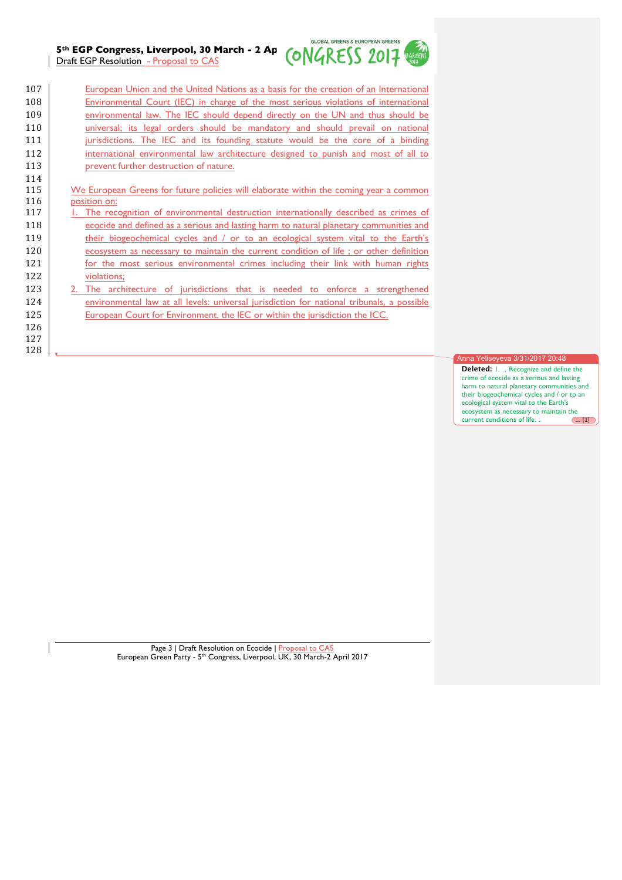European Union and the United Nations as a basis for the creation of an International Environmental Court (IEC) in charge of the most serious violations of international environmental law. The IEC should depend directly on the UN and thus should be universal; its legal orders should be mandatory and should prevail on national jurisdictions. The IEC and its founding statute would be the core of a binding international environmental law architecture designed to punish and most of all to prevent further destruction of nature.

We European Greens for future policies will elaborate within the coming year a common position on:

1. The recognition of environmental destruction internationally described as crimes of ecocide and defined as a serious and lasting harm to natural planetary communities and their biogeochemical cycles and / or to an ecological system vital to the Earth's ecosystem as necessary to maintain the current condition of life ; or other definition for the most serious environmental crimes including their link with human rights violations;
2. The architecture of jurisdictions that is needed to enforce a strengthened environmental law at all levels: universal jurisdiction for national tribunals, a possible European Court for Environment, the IEC or within the jurisdiction the ICC.